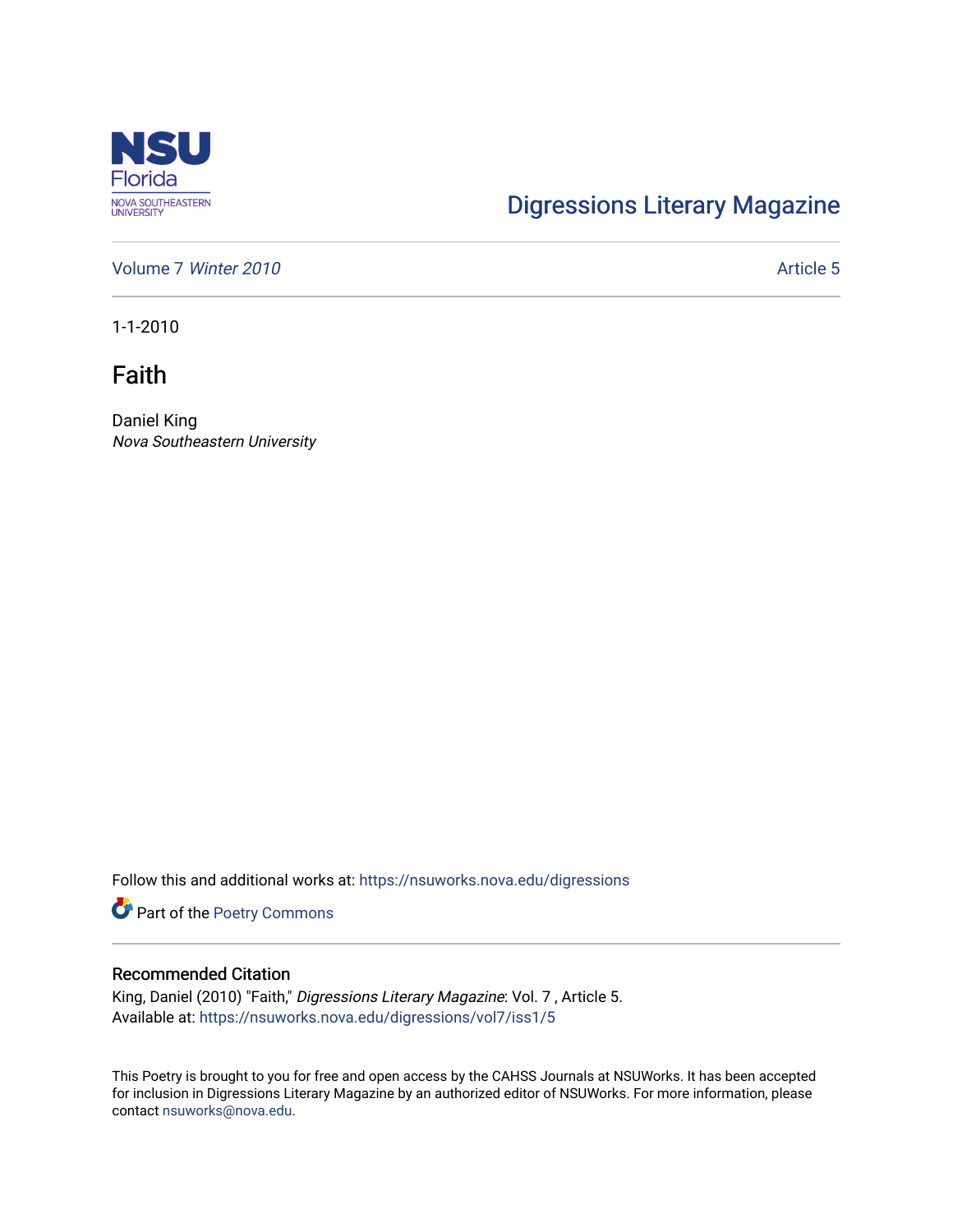Digressions Literary Magazine

Volume 7 *Winter 2010*

Article 5

1-1-2010

# Faith

Daniel King
*Nova Southeastern University*

Follow this and additional works at: https://nsuworks.nova.edu/digressions

Part of the Poetry Commons

## Recommended Citation

King, Daniel (2010) "Faith," *Digressions Literary Magazine*: Vol. 7 , Article 5.
Available at: https://nsuworks.nova.edu/digressions/vol7/iss1/5

This Poetry is brought to you for free and open access by the CAHSS Journals at NSUWorks. It has been accepted for inclusion in Digressions Literary Magazine by an authorized editor of NSUWorks. For more information, please contact nsuworks@nova.edu.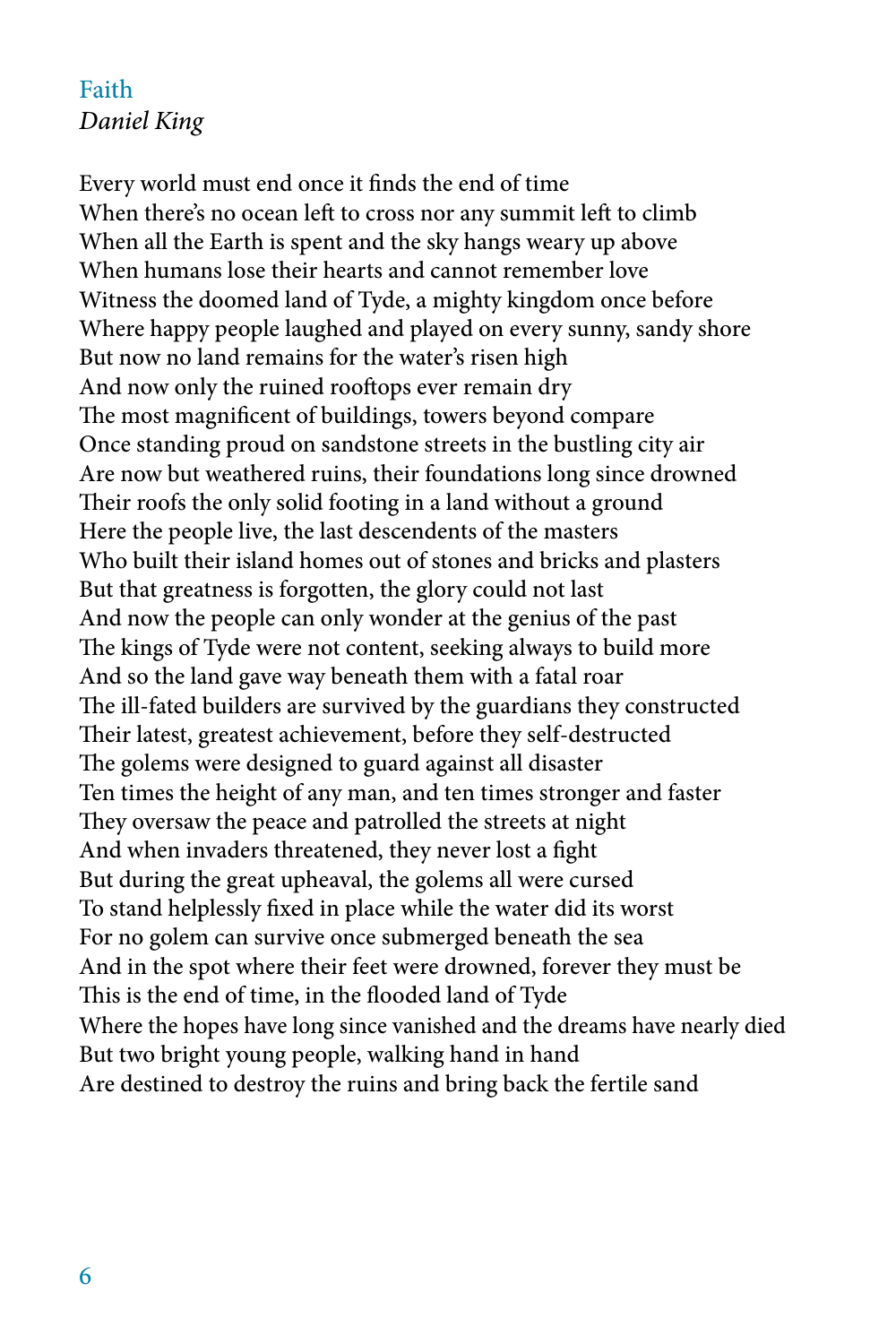## Faith

*Daniel King*

Every world must end once it finds the end of time  
When there's no ocean left to cross nor any summit left to climb  
When all the Earth is spent and the sky hangs weary up above  
When humans lose their hearts and cannot remember love  
Witness the doomed land of Tyde, a mighty kingdom once before  
Where happy people laughed and played on every sunny, sandy shore  
But now no land remains for the water's risen high  
And now only the ruined rooftops ever remain dry  
The most magnificent of buildings, towers beyond compare  
Once standing proud on sandstone streets in the bustling city air  
Are now but weathered ruins, their foundations long since drowned  
Their roofs the only solid footing in a land without a ground  
Here the people live, the last descendents of the masters  
Who built their island homes out of stones and bricks and plasters  
But that greatness is forgotten, the glory could not last  
And now the people can only wonder at the genius of the past  
The kings of Tyde were not content, seeking always to build more  
And so the land gave way beneath them with a fatal roar  
The ill-fated builders are survived by the guardians they constructed  
Their latest, greatest achievement, before they self-destructed  
The golems were designed to guard against all disaster  
Ten times the height of any man, and ten times stronger and faster  
They oversaw the peace and patrolled the streets at night  
And when invaders threatened, they never lost a fight  
But during the great upheaval, the golems all were cursed  
To stand helplessly fixed in place while the water did its worst  
For no golem can survive once submerged beneath the sea  
And in the spot where their feet were drowned, forever they must be  
This is the end of time, in the flooded land of Tyde  
Where the hopes have long since vanished and the dreams have nearly died  
But two bright young people, walking hand in hand  
Are destined to destroy the ruins and bring back the fertile sand